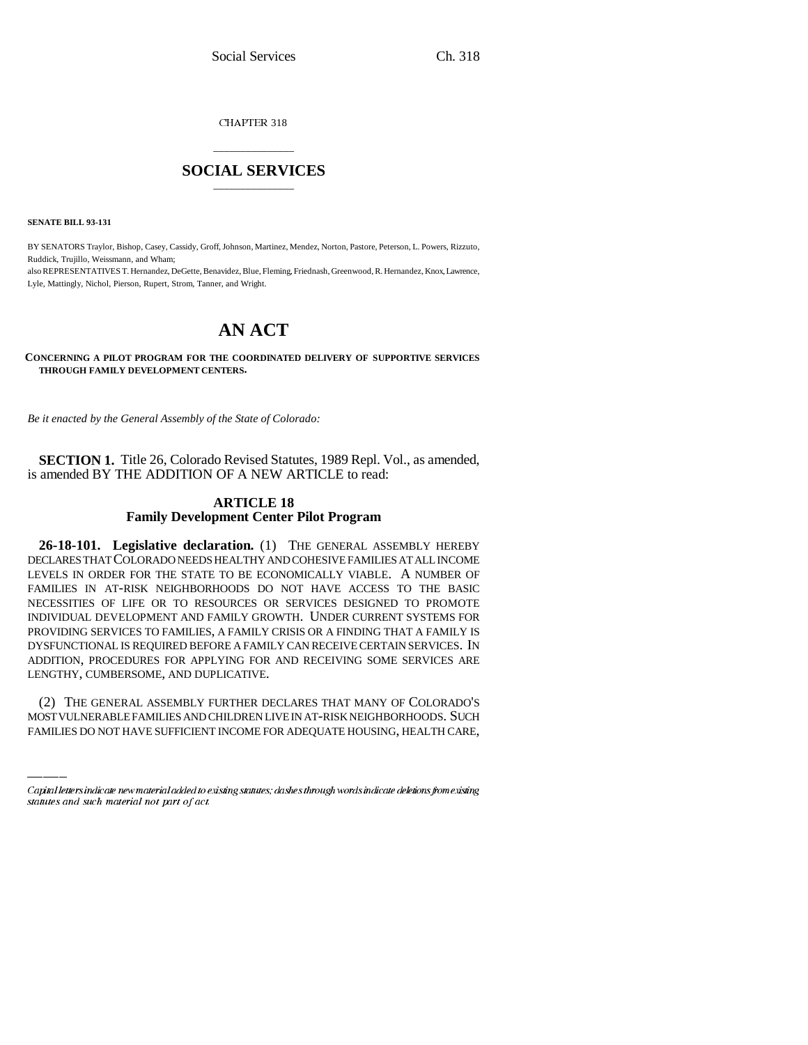CHAPTER 318

# SOCIAL SERVICES

**SENATE BILL 93-131**

BY SENATORS Traylor, Bishop, Casey, Cassidy, Groff, Johnson, Martinez, Mendez, Norton, Pastore, Peterson, L. Powers, Rizzuto, Ruddick, Trujillo, Weissmann, and Wham;

also REPRESENTATIVES T. Hernandez, DeGette, Benavidez, Blue, Fleming, Friednash, Greenwood, R. Hernandez, Knox, Lawrence, Lyle, Mattingly, Nichol, Pierson, Rupert, Strom, Tanner, and Wright.

# AN ACT

**CONCERNING A PILOT PROGRAM FOR THE COORDINATED DELIVERY OF SUPPORTIVE SERVICES THROUGH FAMILY DEVELOPMENT CENTERS.**

*Be it enacted by the General Assembly of the State of Colorado:*

**SECTION 1.** Title 26, Colorado Revised Statutes, 1989 Repl. Vol., as amended, is amended BY THE ADDITION OF A NEW ARTICLE to read:

## ARTICLE 18
## Family Development Center Pilot Program

**26-18-101. Legislative declaration.** (1) THE GENERAL ASSEMBLY HEREBY DECLARES THAT COLORADO NEEDS HEALTHY AND COHESIVE FAMILIES AT ALL INCOME LEVELS IN ORDER FOR THE STATE TO BE ECONOMICALLY VIABLE. A NUMBER OF FAMILIES IN AT-RISK NEIGHBORHOODS DO NOT HAVE ACCESS TO THE BASIC NECESSITIES OF LIFE OR TO RESOURCES OR SERVICES DESIGNED TO PROMOTE INDIVIDUAL DEVELOPMENT AND FAMILY GROWTH. UNDER CURRENT SYSTEMS FOR PROVIDING SERVICES TO FAMILIES, A FAMILY CRISIS OR A FINDING THAT A FAMILY IS DYSFUNCTIONAL IS REQUIRED BEFORE A FAMILY CAN RECEIVE CERTAIN SERVICES. IN ADDITION, PROCEDURES FOR APPLYING FOR AND RECEIVING SOME SERVICES ARE LENGTHY, CUMBERSOME, AND DUPLICATIVE.

(2) THE GENERAL ASSEMBLY FURTHER DECLARES THAT MANY OF COLORADO'S MOST VULNERABLE FAMILIES AND CHILDREN LIVE IN AT-RISK NEIGHBORHOODS. SUCH FAMILIES DO NOT HAVE SUFFICIENT INCOME FOR ADEQUATE HOUSING, HEALTH CARE,

Capital letters indicate new material added to existing statutes; dashes through words indicate deletions from existing statutes and such material not part of act.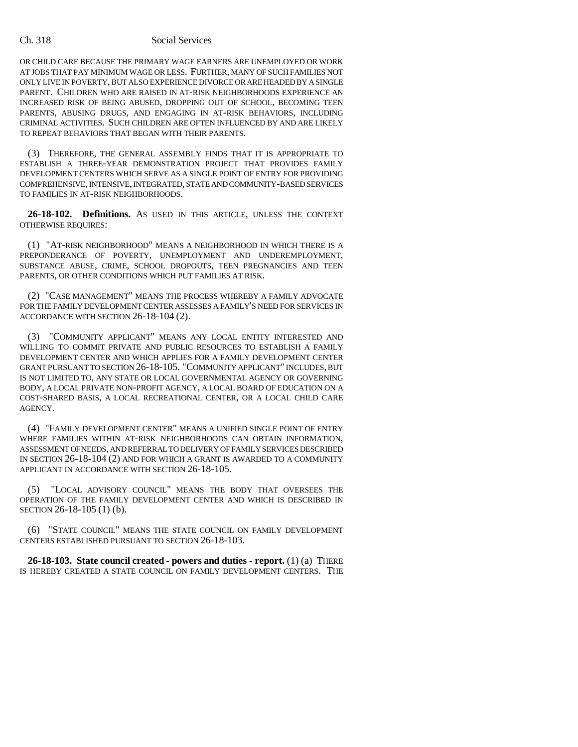OR CHILD CARE BECAUSE THE PRIMARY WAGE EARNERS ARE UNEMPLOYED OR WORK AT JOBS THAT PAY MINIMUM WAGE OR LESS. FURTHER, MANY OF SUCH FAMILIES NOT ONLY LIVE IN POVERTY, BUT ALSO EXPERIENCE DIVORCE OR ARE HEADED BY A SINGLE PARENT. CHILDREN WHO ARE RAISED IN AT-RISK NEIGHBORHOODS EXPERIENCE AN INCREASED RISK OF BEING ABUSED, DROPPING OUT OF SCHOOL, BECOMING TEEN PARENTS, ABUSING DRUGS, AND ENGAGING IN AT-RISK BEHAVIORS, INCLUDING CRIMINAL ACTIVITIES. SUCH CHILDREN ARE OFTEN INFLUENCED BY AND ARE LIKELY TO REPEAT BEHAVIORS THAT BEGAN WITH THEIR PARENTS.

(3) THEREFORE, THE GENERAL ASSEMBLY FINDS THAT IT IS APPROPRIATE TO ESTABLISH A THREE-YEAR DEMONSTRATION PROJECT THAT PROVIDES FAMILY DEVELOPMENT CENTERS WHICH SERVE AS A SINGLE POINT OF ENTRY FOR PROVIDING COMPREHENSIVE, INTENSIVE, INTEGRATED, STATE AND COMMUNITY-BASED SERVICES TO FAMILIES IN AT-RISK NEIGHBORHOODS.

**26-18-102. Definitions.** AS USED IN THIS ARTICLE, UNLESS THE CONTEXT OTHERWISE REQUIRES:

(1) "AT-RISK NEIGHBORHOOD" MEANS A NEIGHBORHOOD IN WHICH THERE IS A PREPONDERANCE OF POVERTY, UNEMPLOYMENT AND UNDEREMPLOYMENT, SUBSTANCE ABUSE, CRIME, SCHOOL DROPOUTS, TEEN PREGNANCIES AND TEEN PARENTS, OR OTHER CONDITIONS WHICH PUT FAMILIES AT RISK.

(2) "CASE MANAGEMENT" MEANS THE PROCESS WHEREBY A FAMILY ADVOCATE FOR THE FAMILY DEVELOPMENT CENTER ASSESSES A FAMILY'S NEED FOR SERVICES IN ACCORDANCE WITH SECTION 26-18-104 (2).

(3) "COMMUNITY APPLICANT" MEANS ANY LOCAL ENTITY INTERESTED AND WILLING TO COMMIT PRIVATE AND PUBLIC RESOURCES TO ESTABLISH A FAMILY DEVELOPMENT CENTER AND WHICH APPLIES FOR A FAMILY DEVELOPMENT CENTER GRANT PURSUANT TO SECTION 26-18-105. "COMMUNITY APPLICANT" INCLUDES, BUT IS NOT LIMITED TO, ANY STATE OR LOCAL GOVERNMENTAL AGENCY OR GOVERNING BODY, A LOCAL PRIVATE NON-PROFIT AGENCY, A LOCAL BOARD OF EDUCATION ON A COST-SHARED BASIS, A LOCAL RECREATIONAL CENTER, OR A LOCAL CHILD CARE AGENCY.

(4) "FAMILY DEVELOPMENT CENTER" MEANS A UNIFIED SINGLE POINT OF ENTRY WHERE FAMILIES WITHIN AT-RISK NEIGHBORHOODS CAN OBTAIN INFORMATION, ASSESSMENT OF NEEDS, AND REFERRAL TO DELIVERY OF FAMILY SERVICES DESCRIBED IN SECTION 26-18-104 (2) AND FOR WHICH A GRANT IS AWARDED TO A COMMUNITY APPLICANT IN ACCORDANCE WITH SECTION 26-18-105.

(5) "LOCAL ADVISORY COUNCIL" MEANS THE BODY THAT OVERSEES THE OPERATION OF THE FAMILY DEVELOPMENT CENTER AND WHICH IS DESCRIBED IN SECTION 26-18-105 (1) (b).

(6) "STATE COUNCIL" MEANS THE STATE COUNCIL ON FAMILY DEVELOPMENT CENTERS ESTABLISHED PURSUANT TO SECTION 26-18-103.

**26-18-103. State council created - powers and duties - report.** (1) (a) THERE IS HEREBY CREATED A STATE COUNCIL ON FAMILY DEVELOPMENT CENTERS. THE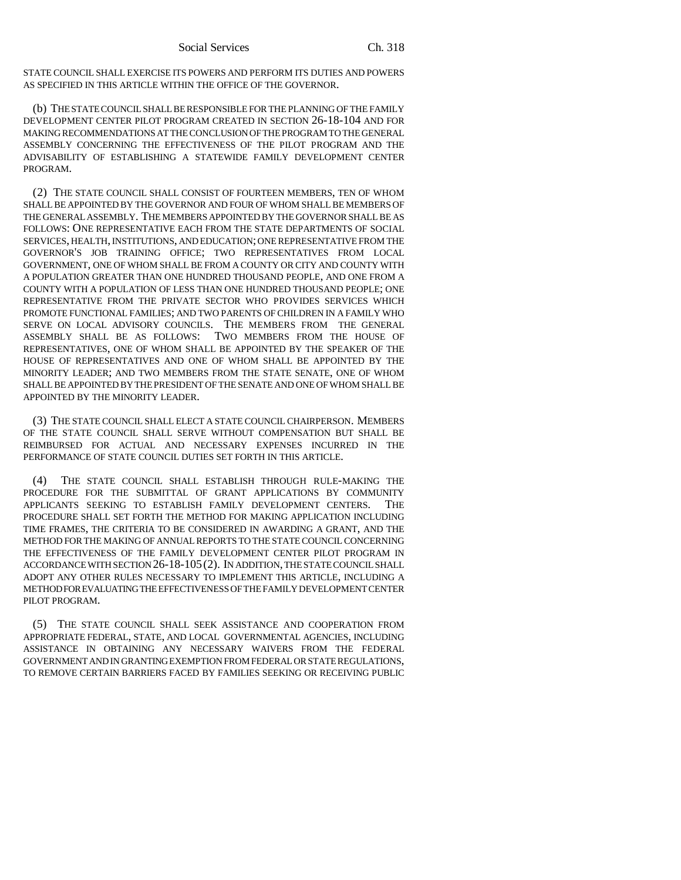STATE COUNCIL SHALL EXERCISE ITS POWERS AND PERFORM ITS DUTIES AND POWERS AS SPECIFIED IN THIS ARTICLE WITHIN THE OFFICE OF THE GOVERNOR.

(b) THE STATE COUNCIL SHALL BE RESPONSIBLE FOR THE PLANNING OF THE FAMILY DEVELOPMENT CENTER PILOT PROGRAM CREATED IN SECTION 26-18-104 AND FOR MAKING RECOMMENDATIONS AT THE CONCLUSION OF THE PROGRAM TO THE GENERAL ASSEMBLY CONCERNING THE EFFECTIVENESS OF THE PILOT PROGRAM AND THE ADVISABILITY OF ESTABLISHING A STATEWIDE FAMILY DEVELOPMENT CENTER PROGRAM.

(2) THE STATE COUNCIL SHALL CONSIST OF FOURTEEN MEMBERS, TEN OF WHOM SHALL BE APPOINTED BY THE GOVERNOR AND FOUR OF WHOM SHALL BE MEMBERS OF THE GENERAL ASSEMBLY. THE MEMBERS APPOINTED BY THE GOVERNOR SHALL BE AS FOLLOWS: ONE REPRESENTATIVE EACH FROM THE STATE DEPARTMENTS OF SOCIAL SERVICES, HEALTH, INSTITUTIONS, AND EDUCATION; ONE REPRESENTATIVE FROM THE GOVERNOR'S JOB TRAINING OFFICE; TWO REPRESENTATIVES FROM LOCAL GOVERNMENT, ONE OF WHOM SHALL BE FROM A COUNTY OR CITY AND COUNTY WITH A POPULATION GREATER THAN ONE HUNDRED THOUSAND PEOPLE, AND ONE FROM A COUNTY WITH A POPULATION OF LESS THAN ONE HUNDRED THOUSAND PEOPLE; ONE REPRESENTATIVE FROM THE PRIVATE SECTOR WHO PROVIDES SERVICES WHICH PROMOTE FUNCTIONAL FAMILIES; AND TWO PARENTS OF CHILDREN IN A FAMILY WHO SERVE ON LOCAL ADVISORY COUNCILS. THE MEMBERS FROM THE GENERAL ASSEMBLY SHALL BE AS FOLLOWS: TWO MEMBERS FROM THE HOUSE OF REPRESENTATIVES, ONE OF WHOM SHALL BE APPOINTED BY THE SPEAKER OF THE HOUSE OF REPRESENTATIVES AND ONE OF WHOM SHALL BE APPOINTED BY THE MINORITY LEADER; AND TWO MEMBERS FROM THE STATE SENATE, ONE OF WHOM SHALL BE APPOINTED BY THE PRESIDENT OF THE SENATE AND ONE OF WHOM SHALL BE APPOINTED BY THE MINORITY LEADER.

(3) THE STATE COUNCIL SHALL ELECT A STATE COUNCIL CHAIRPERSON. MEMBERS OF THE STATE COUNCIL SHALL SERVE WITHOUT COMPENSATION BUT SHALL BE REIMBURSED FOR ACTUAL AND NECESSARY EXPENSES INCURRED IN THE PERFORMANCE OF STATE COUNCIL DUTIES SET FORTH IN THIS ARTICLE.

(4) THE STATE COUNCIL SHALL ESTABLISH THROUGH RULE-MAKING THE PROCEDURE FOR THE SUBMITTAL OF GRANT APPLICATIONS BY COMMUNITY APPLICANTS SEEKING TO ESTABLISH FAMILY DEVELOPMENT CENTERS. THE PROCEDURE SHALL SET FORTH THE METHOD FOR MAKING APPLICATION INCLUDING TIME FRAMES, THE CRITERIA TO BE CONSIDERED IN AWARDING A GRANT, AND THE METHOD FOR THE MAKING OF ANNUAL REPORTS TO THE STATE COUNCIL CONCERNING THE EFFECTIVENESS OF THE FAMILY DEVELOPMENT CENTER PILOT PROGRAM IN ACCORDANCE WITH SECTION 26-18-105 (2). IN ADDITION, THE STATE COUNCIL SHALL ADOPT ANY OTHER RULES NECESSARY TO IMPLEMENT THIS ARTICLE, INCLUDING A METHOD FOR EVALUATING THE EFFECTIVENESS OF THE FAMILY DEVELOPMENT CENTER PILOT PROGRAM.

(5) THE STATE COUNCIL SHALL SEEK ASSISTANCE AND COOPERATION FROM APPROPRIATE FEDERAL, STATE, AND LOCAL GOVERNMENTAL AGENCIES, INCLUDING ASSISTANCE IN OBTAINING ANY NECESSARY WAIVERS FROM THE FEDERAL GOVERNMENT AND IN GRANTING EXEMPTION FROM FEDERAL OR STATE REGULATIONS, TO REMOVE CERTAIN BARRIERS FACED BY FAMILIES SEEKING OR RECEIVING PUBLIC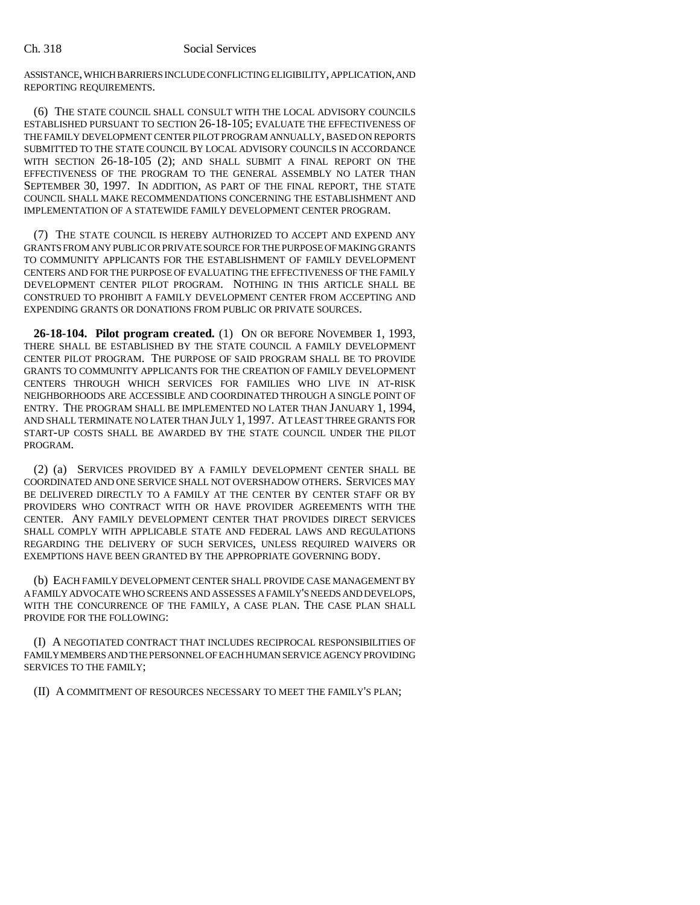ASSISTANCE, WHICH BARRIERS INCLUDE CONFLICTING ELIGIBILITY, APPLICATION, AND REPORTING REQUIREMENTS.

(6) THE STATE COUNCIL SHALL CONSULT WITH THE LOCAL ADVISORY COUNCILS ESTABLISHED PURSUANT TO SECTION 26-18-105; EVALUATE THE EFFECTIVENESS OF THE FAMILY DEVELOPMENT CENTER PILOT PROGRAM ANNUALLY, BASED ON REPORTS SUBMITTED TO THE STATE COUNCIL BY LOCAL ADVISORY COUNCILS IN ACCORDANCE WITH SECTION 26-18-105 (2); AND SHALL SUBMIT A FINAL REPORT ON THE EFFECTIVENESS OF THE PROGRAM TO THE GENERAL ASSEMBLY NO LATER THAN SEPTEMBER 30, 1997. IN ADDITION, AS PART OF THE FINAL REPORT, THE STATE COUNCIL SHALL MAKE RECOMMENDATIONS CONCERNING THE ESTABLISHMENT AND IMPLEMENTATION OF A STATEWIDE FAMILY DEVELOPMENT CENTER PROGRAM.

(7) THE STATE COUNCIL IS HEREBY AUTHORIZED TO ACCEPT AND EXPEND ANY GRANTS FROM ANY PUBLIC OR PRIVATE SOURCE FOR THE PURPOSE OF MAKING GRANTS TO COMMUNITY APPLICANTS FOR THE ESTABLISHMENT OF FAMILY DEVELOPMENT CENTERS AND FOR THE PURPOSE OF EVALUATING THE EFFECTIVENESS OF THE FAMILY DEVELOPMENT CENTER PILOT PROGRAM. NOTHING IN THIS ARTICLE SHALL BE CONSTRUED TO PROHIBIT A FAMILY DEVELOPMENT CENTER FROM ACCEPTING AND EXPENDING GRANTS OR DONATIONS FROM PUBLIC OR PRIVATE SOURCES.

**26-18-104. Pilot program created.** (1) ON OR BEFORE NOVEMBER 1, 1993, THERE SHALL BE ESTABLISHED BY THE STATE COUNCIL A FAMILY DEVELOPMENT CENTER PILOT PROGRAM. THE PURPOSE OF SAID PROGRAM SHALL BE TO PROVIDE GRANTS TO COMMUNITY APPLICANTS FOR THE CREATION OF FAMILY DEVELOPMENT CENTERS THROUGH WHICH SERVICES FOR FAMILIES WHO LIVE IN AT-RISK NEIGHBORHOODS ARE ACCESSIBLE AND COORDINATED THROUGH A SINGLE POINT OF ENTRY. THE PROGRAM SHALL BE IMPLEMENTED NO LATER THAN JANUARY 1, 1994, AND SHALL TERMINATE NO LATER THAN JULY 1, 1997. AT LEAST THREE GRANTS FOR START-UP COSTS SHALL BE AWARDED BY THE STATE COUNCIL UNDER THE PILOT PROGRAM.

(2) (a) SERVICES PROVIDED BY A FAMILY DEVELOPMENT CENTER SHALL BE COORDINATED AND ONE SERVICE SHALL NOT OVERSHADOW OTHERS. SERVICES MAY BE DELIVERED DIRECTLY TO A FAMILY AT THE CENTER BY CENTER STAFF OR BY PROVIDERS WHO CONTRACT WITH OR HAVE PROVIDER AGREEMENTS WITH THE CENTER. ANY FAMILY DEVELOPMENT CENTER THAT PROVIDES DIRECT SERVICES SHALL COMPLY WITH APPLICABLE STATE AND FEDERAL LAWS AND REGULATIONS REGARDING THE DELIVERY OF SUCH SERVICES, UNLESS REQUIRED WAIVERS OR EXEMPTIONS HAVE BEEN GRANTED BY THE APPROPRIATE GOVERNING BODY.

(b) EACH FAMILY DEVELOPMENT CENTER SHALL PROVIDE CASE MANAGEMENT BY A FAMILY ADVOCATE WHO SCREENS AND ASSESSES A FAMILY'S NEEDS AND DEVELOPS, WITH THE CONCURRENCE OF THE FAMILY, A CASE PLAN. THE CASE PLAN SHALL PROVIDE FOR THE FOLLOWING:

(I) A NEGOTIATED CONTRACT THAT INCLUDES RECIPROCAL RESPONSIBILITIES OF FAMILY MEMBERS AND THE PERSONNEL OF EACH HUMAN SERVICE AGENCY PROVIDING SERVICES TO THE FAMILY;

(II) A COMMITMENT OF RESOURCES NECESSARY TO MEET THE FAMILY'S PLAN;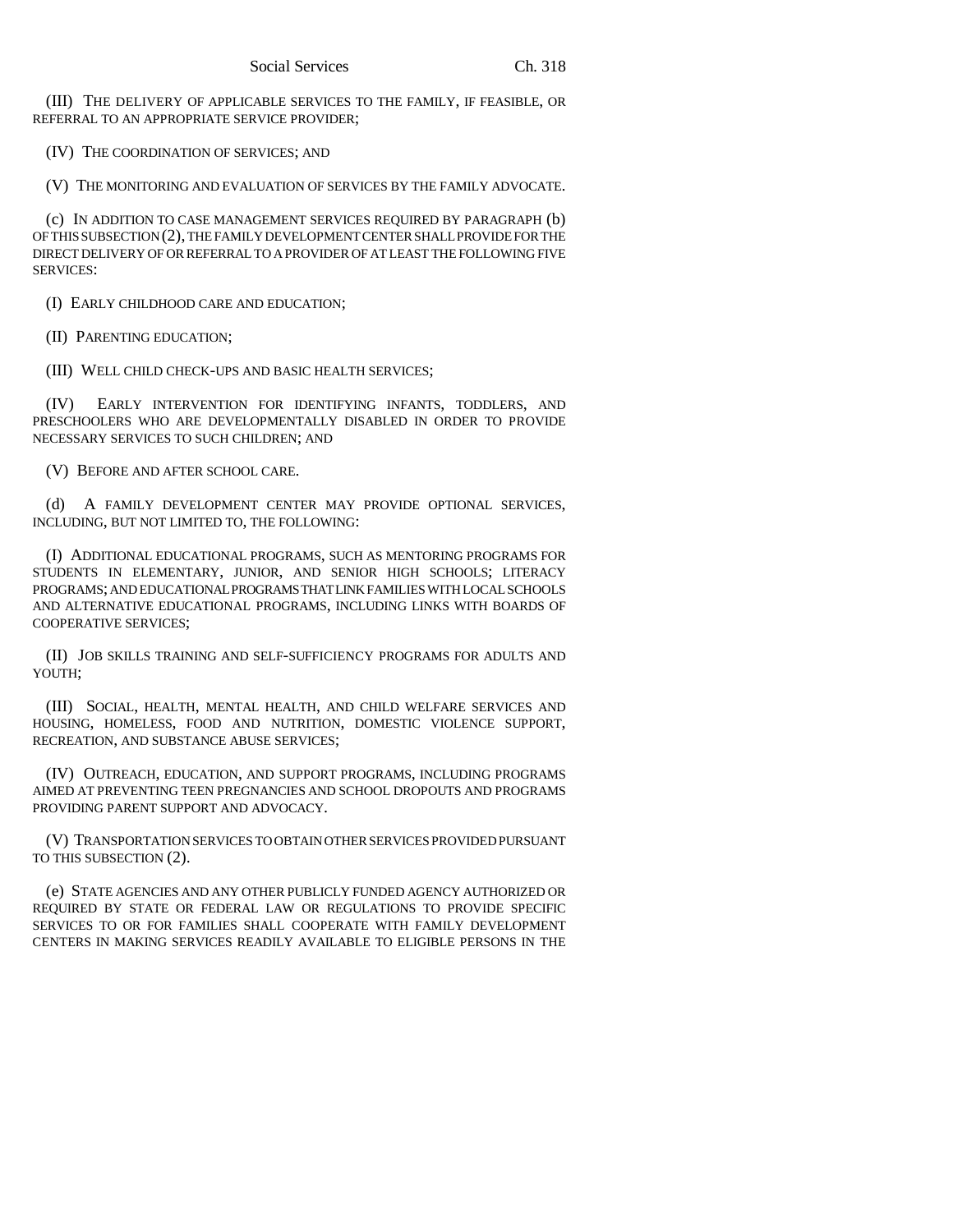(III) THE DELIVERY OF APPLICABLE SERVICES TO THE FAMILY, IF FEASIBLE, OR REFERRAL TO AN APPROPRIATE SERVICE PROVIDER;

(IV) THE COORDINATION OF SERVICES; AND

(V) THE MONITORING AND EVALUATION OF SERVICES BY THE FAMILY ADVOCATE.

(c) IN ADDITION TO CASE MANAGEMENT SERVICES REQUIRED BY PARAGRAPH (b) OF THIS SUBSECTION (2), THE FAMILY DEVELOPMENT CENTER SHALL PROVIDE FOR THE DIRECT DELIVERY OF OR REFERRAL TO A PROVIDER OF AT LEAST THE FOLLOWING FIVE SERVICES:

(I) EARLY CHILDHOOD CARE AND EDUCATION;

(II) PARENTING EDUCATION;

(III) WELL CHILD CHECK-UPS AND BASIC HEALTH SERVICES;

(IV) EARLY INTERVENTION FOR IDENTIFYING INFANTS, TODDLERS, AND PRESCHOOLERS WHO ARE DEVELOPMENTALLY DISABLED IN ORDER TO PROVIDE NECESSARY SERVICES TO SUCH CHILDREN; AND

(V) BEFORE AND AFTER SCHOOL CARE.

(d) A FAMILY DEVELOPMENT CENTER MAY PROVIDE OPTIONAL SERVICES, INCLUDING, BUT NOT LIMITED TO, THE FOLLOWING:

(I) ADDITIONAL EDUCATIONAL PROGRAMS, SUCH AS MENTORING PROGRAMS FOR STUDENTS IN ELEMENTARY, JUNIOR, AND SENIOR HIGH SCHOOLS; LITERACY PROGRAMS; AND EDUCATIONAL PROGRAMS THAT LINK FAMILIES WITH LOCAL SCHOOLS AND ALTERNATIVE EDUCATIONAL PROGRAMS, INCLUDING LINKS WITH BOARDS OF COOPERATIVE SERVICES;

(II) JOB SKILLS TRAINING AND SELF-SUFFICIENCY PROGRAMS FOR ADULTS AND YOUTH;

(III) SOCIAL, HEALTH, MENTAL HEALTH, AND CHILD WELFARE SERVICES AND HOUSING, HOMELESS, FOOD AND NUTRITION, DOMESTIC VIOLENCE SUPPORT, RECREATION, AND SUBSTANCE ABUSE SERVICES;

(IV) OUTREACH, EDUCATION, AND SUPPORT PROGRAMS, INCLUDING PROGRAMS AIMED AT PREVENTING TEEN PREGNANCIES AND SCHOOL DROPOUTS AND PROGRAMS PROVIDING PARENT SUPPORT AND ADVOCACY.

(V) TRANSPORTATION SERVICES TO OBTAIN OTHER SERVICES PROVIDED PURSUANT TO THIS SUBSECTION (2).

(e) STATE AGENCIES AND ANY OTHER PUBLICLY FUNDED AGENCY AUTHORIZED OR REQUIRED BY STATE OR FEDERAL LAW OR REGULATIONS TO PROVIDE SPECIFIC SERVICES TO OR FOR FAMILIES SHALL COOPERATE WITH FAMILY DEVELOPMENT CENTERS IN MAKING SERVICES READILY AVAILABLE TO ELIGIBLE PERSONS IN THE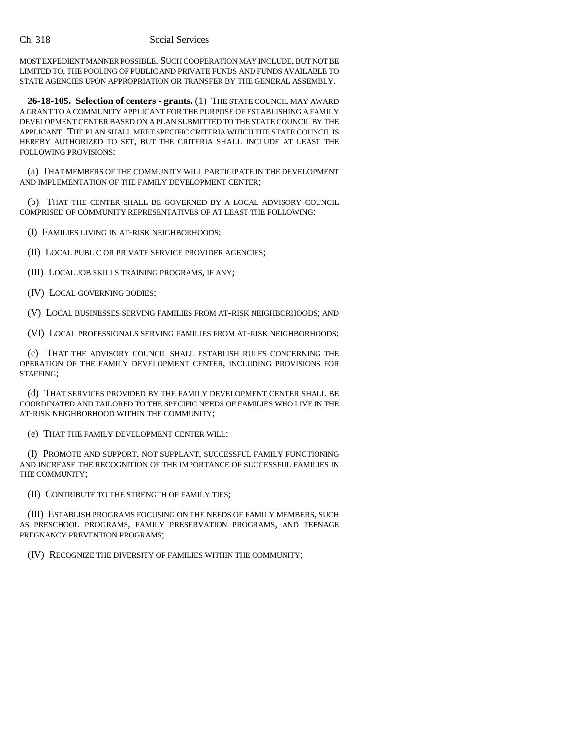MOST EXPEDIENT MANNER POSSIBLE. SUCH COOPERATION MAY INCLUDE, BUT NOT BE LIMITED TO, THE POOLING OF PUBLIC AND PRIVATE FUNDS AND FUNDS AVAILABLE TO STATE AGENCIES UPON APPROPRIATION OR TRANSFER BY THE GENERAL ASSEMBLY.

**26-18-105. Selection of centers - grants.** (1) THE STATE COUNCIL MAY AWARD A GRANT TO A COMMUNITY APPLICANT FOR THE PURPOSE OF ESTABLISHING A FAMILY DEVELOPMENT CENTER BASED ON A PLAN SUBMITTED TO THE STATE COUNCIL BY THE APPLICANT. THE PLAN SHALL MEET SPECIFIC CRITERIA WHICH THE STATE COUNCIL IS HEREBY AUTHORIZED TO SET, BUT THE CRITERIA SHALL INCLUDE AT LEAST THE FOLLOWING PROVISIONS:

(a) THAT MEMBERS OF THE COMMUNITY WILL PARTICIPATE IN THE DEVELOPMENT AND IMPLEMENTATION OF THE FAMILY DEVELOPMENT CENTER;

(b) THAT THE CENTER SHALL BE GOVERNED BY A LOCAL ADVISORY COUNCIL COMPRISED OF COMMUNITY REPRESENTATIVES OF AT LEAST THE FOLLOWING:

(I) FAMILIES LIVING IN AT-RISK NEIGHBORHOODS;

(II) LOCAL PUBLIC OR PRIVATE SERVICE PROVIDER AGENCIES;

(III) LOCAL JOB SKILLS TRAINING PROGRAMS, IF ANY;

(IV) LOCAL GOVERNING BODIES;

(V) LOCAL BUSINESSES SERVING FAMILIES FROM AT-RISK NEIGHBORHOODS; AND

(VI) LOCAL PROFESSIONALS SERVING FAMILIES FROM AT-RISK NEIGHBORHOODS;

(c) THAT THE ADVISORY COUNCIL SHALL ESTABLISH RULES CONCERNING THE OPERATION OF THE FAMILY DEVELOPMENT CENTER, INCLUDING PROVISIONS FOR STAFFING;

(d) THAT SERVICES PROVIDED BY THE FAMILY DEVELOPMENT CENTER SHALL BE COORDINATED AND TAILORED TO THE SPECIFIC NEEDS OF FAMILIES WHO LIVE IN THE AT-RISK NEIGHBORHOOD WITHIN THE COMMUNITY;

(e) THAT THE FAMILY DEVELOPMENT CENTER WILL:

(I) PROMOTE AND SUPPORT, NOT SUPPLANT, SUCCESSFUL FAMILY FUNCTIONING AND INCREASE THE RECOGNITION OF THE IMPORTANCE OF SUCCESSFUL FAMILIES IN THE COMMUNITY;

(II) CONTRIBUTE TO THE STRENGTH OF FAMILY TIES;

(III) ESTABLISH PROGRAMS FOCUSING ON THE NEEDS OF FAMILY MEMBERS, SUCH AS PRESCHOOL PROGRAMS, FAMILY PRESERVATION PROGRAMS, AND TEENAGE PREGNANCY PREVENTION PROGRAMS;

(IV) RECOGNIZE THE DIVERSITY OF FAMILIES WITHIN THE COMMUNITY;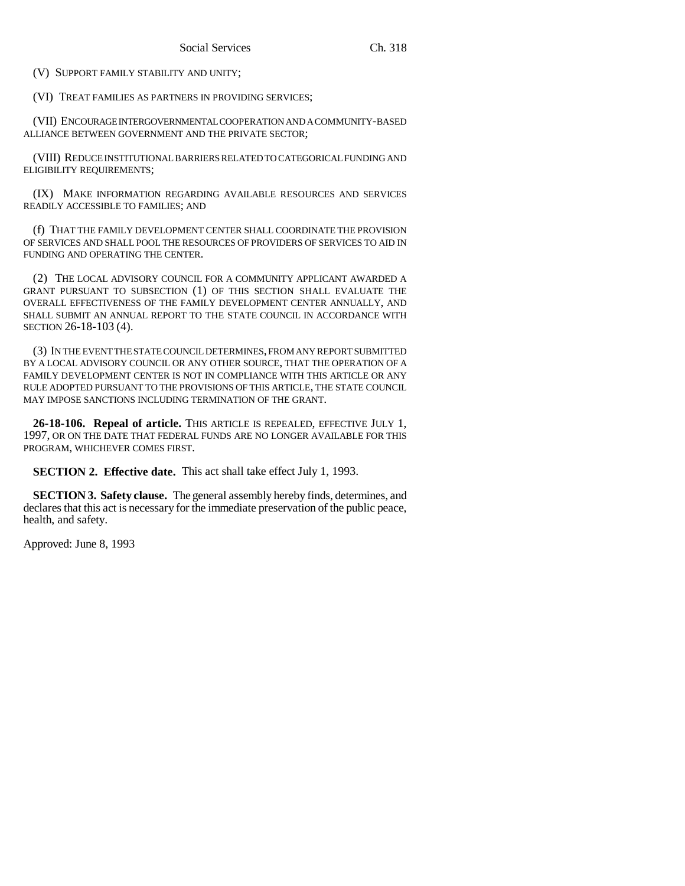(V) SUPPORT FAMILY STABILITY AND UNITY;

(VI) TREAT FAMILIES AS PARTNERS IN PROVIDING SERVICES;

(VII) ENCOURAGE INTERGOVERNMENTAL COOPERATION AND A COMMUNITY-BASED ALLIANCE BETWEEN GOVERNMENT AND THE PRIVATE SECTOR;

(VIII) REDUCE INSTITUTIONAL BARRIERS RELATED TO CATEGORICAL FUNDING AND ELIGIBILITY REQUIREMENTS;

(IX) MAKE INFORMATION REGARDING AVAILABLE RESOURCES AND SERVICES READILY ACCESSIBLE TO FAMILIES; AND

(f) THAT THE FAMILY DEVELOPMENT CENTER SHALL COORDINATE THE PROVISION OF SERVICES AND SHALL POOL THE RESOURCES OF PROVIDERS OF SERVICES TO AID IN FUNDING AND OPERATING THE CENTER.

(2) THE LOCAL ADVISORY COUNCIL FOR A COMMUNITY APPLICANT AWARDED A GRANT PURSUANT TO SUBSECTION (1) OF THIS SECTION SHALL EVALUATE THE OVERALL EFFECTIVENESS OF THE FAMILY DEVELOPMENT CENTER ANNUALLY, AND SHALL SUBMIT AN ANNUAL REPORT TO THE STATE COUNCIL IN ACCORDANCE WITH SECTION 26-18-103 (4).

(3) IN THE EVENT THE STATE COUNCIL DETERMINES, FROM ANY REPORT SUBMITTED BY A LOCAL ADVISORY COUNCIL OR ANY OTHER SOURCE, THAT THE OPERATION OF A FAMILY DEVELOPMENT CENTER IS NOT IN COMPLIANCE WITH THIS ARTICLE OR ANY RULE ADOPTED PURSUANT TO THE PROVISIONS OF THIS ARTICLE, THE STATE COUNCIL MAY IMPOSE SANCTIONS INCLUDING TERMINATION OF THE GRANT.

**26-18-106. Repeal of article.** THIS ARTICLE IS REPEALED, EFFECTIVE JULY 1, 1997, OR ON THE DATE THAT FEDERAL FUNDS ARE NO LONGER AVAILABLE FOR THIS PROGRAM, WHICHEVER COMES FIRST.

**SECTION 2. Effective date.** This act shall take effect July 1, 1993.

**SECTION 3. Safety clause.** The general assembly hereby finds, determines, and declares that this act is necessary for the immediate preservation of the public peace, health, and safety.

Approved: June 8, 1993